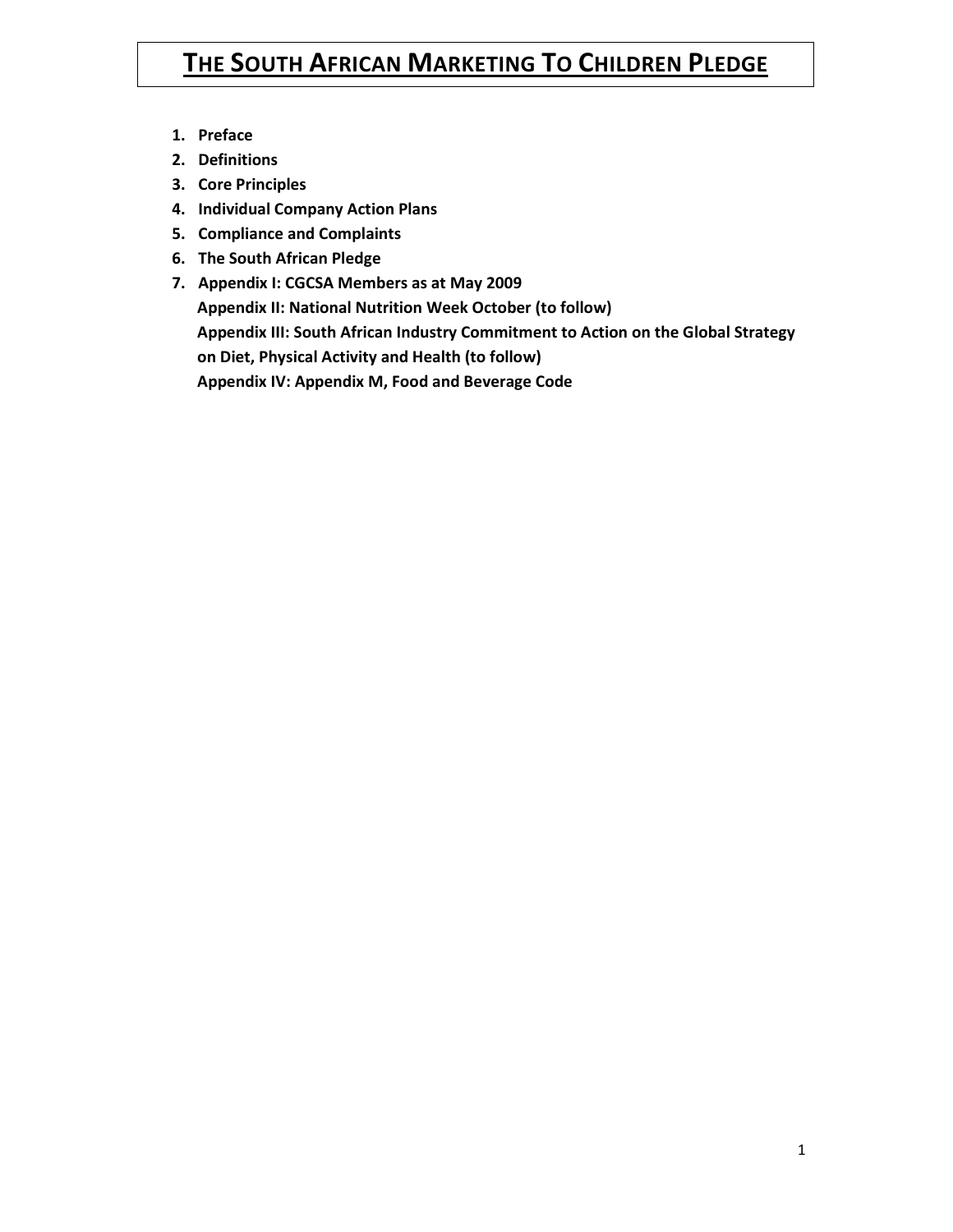# THE SOUTH AFRICAN MARKETING TO CHILDREN PLEDGE

1. **Preface**
2. **Definitions**
3. **Core Principles**
4. **Individual Company Action Plans**
5. **Compliance and Complaints**
6. **The South African Pledge**
7. **Appendix I: CGCSA Members as at May 2009**
   **Appendix II: National Nutrition Week October (to follow)**
   **Appendix III: South African Industry Commitment to Action on the Global Strategy on Diet, Physical Activity and Health (to follow)**
   **Appendix IV: Appendix M, Food and Beverage Code**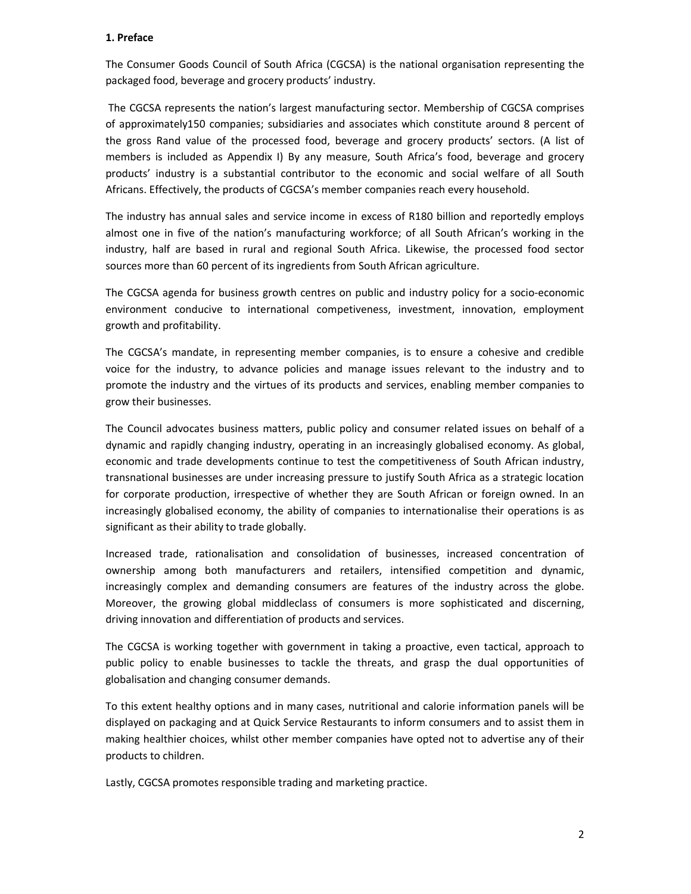## 1. Preface

The Consumer Goods Council of South Africa (CGCSA) is the national organisation representing the packaged food, beverage and grocery products' industry.

The CGCSA represents the nation's largest manufacturing sector. Membership of CGCSA comprises of approximately150 companies; subsidiaries and associates which constitute around 8 percent of the gross Rand value of the processed food, beverage and grocery products' sectors. (A list of members is included as Appendix I) By any measure, South Africa's food, beverage and grocery products' industry is a substantial contributor to the economic and social welfare of all South Africans. Effectively, the products of CGCSA's member companies reach every household.

The industry has annual sales and service income in excess of R180 billion and reportedly employs almost one in five of the nation's manufacturing workforce; of all South African's working in the industry, half are based in rural and regional South Africa. Likewise, the processed food sector sources more than 60 percent of its ingredients from South African agriculture.

The CGCSA agenda for business growth centres on public and industry policy for a socio-economic environment conducive to international competiveness, investment, innovation, employment growth and profitability.

The CGCSA's mandate, in representing member companies, is to ensure a cohesive and credible voice for the industry, to advance policies and manage issues relevant to the industry and to promote the industry and the virtues of its products and services, enabling member companies to grow their businesses.

The Council advocates business matters, public policy and consumer related issues on behalf of a dynamic and rapidly changing industry, operating in an increasingly globalised economy. As global, economic and trade developments continue to test the competitiveness of South African industry, transnational businesses are under increasing pressure to justify South Africa as a strategic location for corporate production, irrespective of whether they are South African or foreign owned. In an increasingly globalised economy, the ability of companies to internationalise their operations is as significant as their ability to trade globally.

Increased trade, rationalisation and consolidation of businesses, increased concentration of ownership among both manufacturers and retailers, intensified competition and dynamic, increasingly complex and demanding consumers are features of the industry across the globe. Moreover, the growing global middleclass of consumers is more sophisticated and discerning, driving innovation and differentiation of products and services.

The CGCSA is working together with government in taking a proactive, even tactical, approach to public policy to enable businesses to tackle the threats, and grasp the dual opportunities of globalisation and changing consumer demands.

To this extent healthy options and in many cases, nutritional and calorie information panels will be displayed on packaging and at Quick Service Restaurants to inform consumers and to assist them in making healthier choices, whilst other member companies have opted not to advertise any of their products to children.

Lastly, CGCSA promotes responsible trading and marketing practice.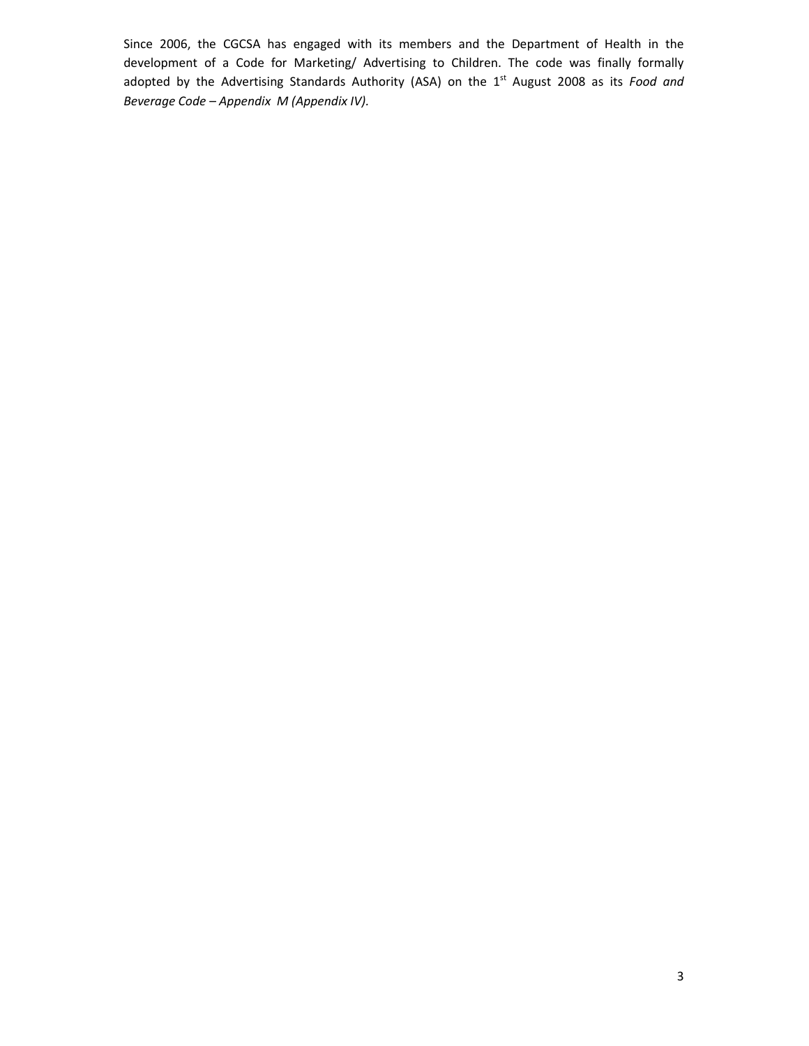Since 2006, the CGCSA has engaged with its members and the Department of Health in the development of a Code for Marketing/ Advertising to Children. The code was finally formally adopted by the Advertising Standards Authority (ASA) on the 1st August 2008 as its *Food and Beverage Code – Appendix M (Appendix IV).*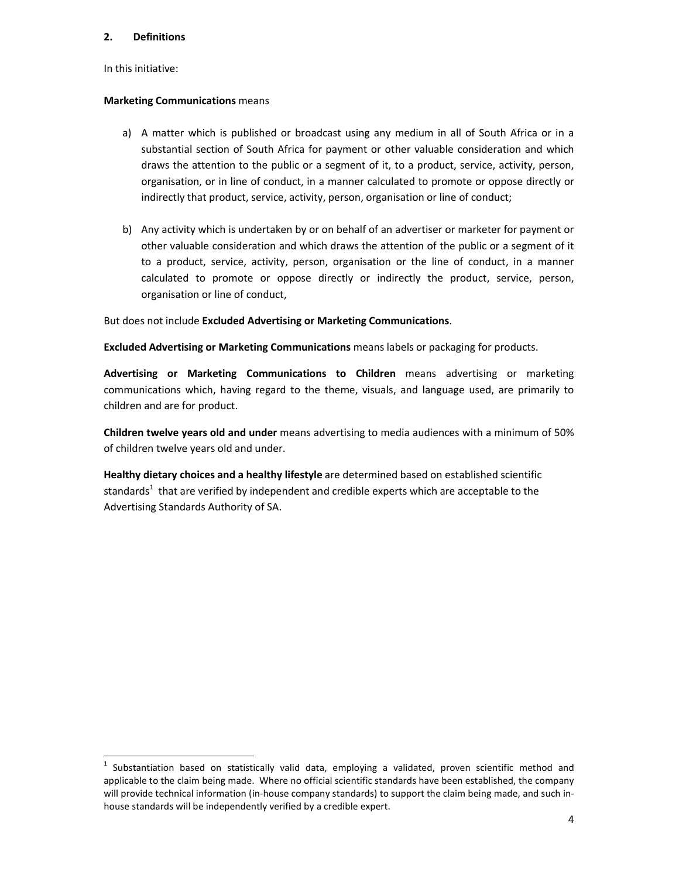## 2. Definitions

In this initiative:

**Marketing Communications** means

a) A matter which is published or broadcast using any medium in all of South Africa or in a substantial section of South Africa for payment or other valuable consideration and which draws the attention to the public or a segment of it, to a product, service, activity, person, organisation, or in line of conduct, in a manner calculated to promote or oppose directly or indirectly that product, service, activity, person, organisation or line of conduct;

b) Any activity which is undertaken by or on behalf of an advertiser or marketer for payment or other valuable consideration and which draws the attention of the public or a segment of it to a product, service, activity, person, organisation or the line of conduct, in a manner calculated to promote or oppose directly or indirectly the product, service, person, organisation or line of conduct,

But does not include **Excluded Advertising or Marketing Communications**.

**Excluded Advertising or Marketing Communications** means labels or packaging for products.

**Advertising or Marketing Communications to Children** means advertising or marketing communications which, having regard to the theme, visuals, and language used, are primarily to children and are for product.

**Children twelve years old and under** means advertising to media audiences with a minimum of 50% of children twelve years old and under.

**Healthy dietary choices and a healthy lifestyle** are determined based on established scientific standards[1] that are verified by independent and credible experts which are acceptable to the Advertising Standards Authority of SA.

---

[1] Substantiation based on statistically valid data, employing a validated, proven scientific method and applicable to the claim being made. Where no official scientific standards have been established, the company will provide technical information (in-house company standards) to support the claim being made, and such in-house standards will be independently verified by a credible expert.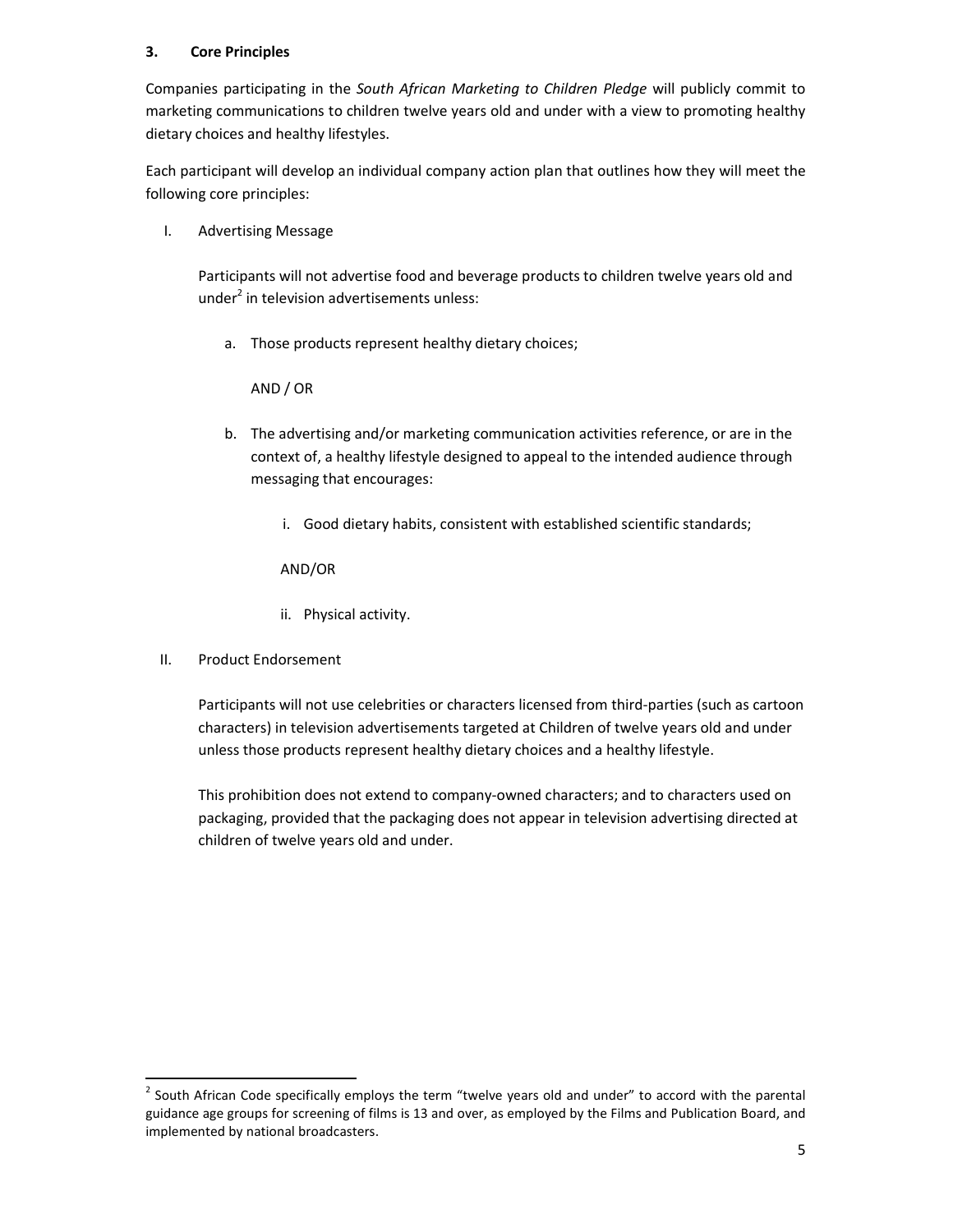## 3. Core Principles

Companies participating in the *South African Marketing to Children Pledge* will publicly commit to marketing communications to children twelve years old and under with a view to promoting healthy dietary choices and healthy lifestyles.

Each participant will develop an individual company action plan that outlines how they will meet the following core principles:

I. Advertising Message

   Participants will not advertise food and beverage products to children twelve years old and under[2] in television advertisements unless:

   a. Those products represent healthy dietary choices;

      AND / OR

   b. The advertising and/or marketing communication activities reference, or are in the context of, a healthy lifestyle designed to appeal to the intended audience through messaging that encourages:

      i. Good dietary habits, consistent with established scientific standards;

      AND/OR

      ii. Physical activity.

II. Product Endorsement

   Participants will not use celebrities or characters licensed from third-parties (such as cartoon characters) in television advertisements targeted at Children of twelve years old and under unless those products represent healthy dietary choices and a healthy lifestyle.

   This prohibition does not extend to company-owned characters; and to characters used on packaging, provided that the packaging does not appear in television advertising directed at children of twelve years old and under.

[2] South African Code specifically employs the term "twelve years old and under" to accord with the parental guidance age groups for screening of films is 13 and over, as employed by the Films and Publication Board, and implemented by national broadcasters.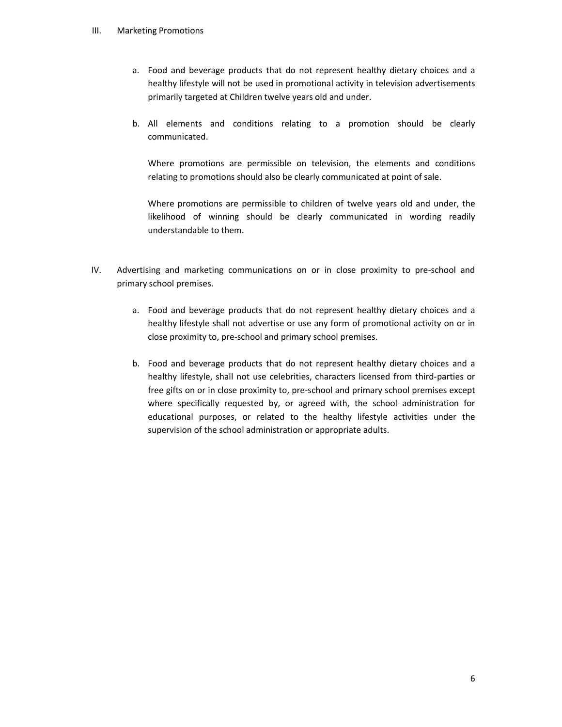III. Marketing Promotions

   a. Food and beverage products that do not represent healthy dietary choices and a healthy lifestyle will not be used in promotional activity in television advertisements primarily targeted at Children twelve years old and under.

   b. All elements and conditions relating to a promotion should be clearly communicated.

      Where promotions are permissible on television, the elements and conditions relating to promotions should also be clearly communicated at point of sale.

      Where promotions are permissible to children of twelve years old and under, the likelihood of winning should be clearly communicated in wording readily understandable to them.

IV. Advertising and marketing communications on or in close proximity to pre-school and primary school premises.

   a. Food and beverage products that do not represent healthy dietary choices and a healthy lifestyle shall not advertise or use any form of promotional activity on or in close proximity to, pre-school and primary school premises.

   b. Food and beverage products that do not represent healthy dietary choices and a healthy lifestyle, shall not use celebrities, characters licensed from third-parties or free gifts on or in close proximity to, pre-school and primary school premises except where specifically requested by, or agreed with, the school administration for educational purposes, or related to the healthy lifestyle activities under the supervision of the school administration or appropriate adults.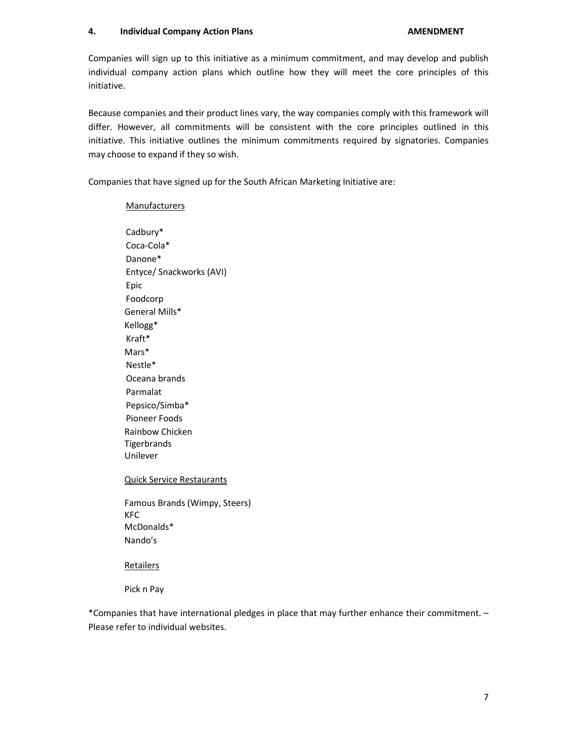## 4. Individual Company Action Plans **AMENDMENT**

Companies will sign up to this initiative as a minimum commitment, and may develop and publish individual company action plans which outline how they will meet the core principles of this initiative.

Because companies and their product lines vary, the way companies comply with this framework will differ. However, all commitments will be consistent with the core principles outlined in this initiative. This initiative outlines the minimum commitments required by signatories. Companies may choose to expand if they so wish.

Companies that have signed up for the South African Marketing Initiative are:

<u>Manufacturers</u>

Cadbury*
Coca-Cola*
Danone*
Entyce/ Snackworks (AVI)
Epic
Foodcorp
General Mills*
Kellogg*
Kraft*
Mars*
Nestle*
Oceana brands
Parmalat
Pepsico/Simba*
Pioneer Foods
Rainbow Chicken
Tigerbrands
Unilever

<u>Quick Service Restaurants</u>

Famous Brands (Wimpy, Steers)
KFC
McDonalds*
Nando's

<u>Retailers</u>

Pick n Pay

*Companies that have international pledges in place that may further enhance their commitment. – Please refer to individual websites.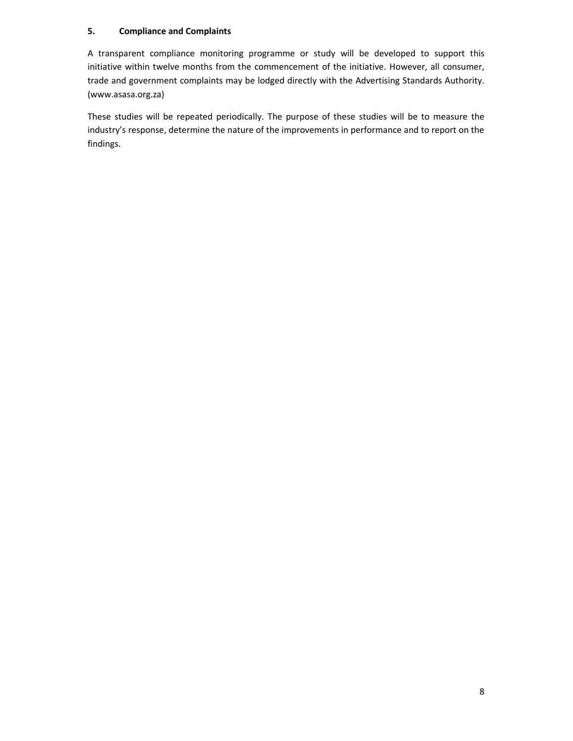## 5. Compliance and Complaints

A transparent compliance monitoring programme or study will be developed to support this initiative within twelve months from the commencement of the initiative. However, all consumer, trade and government complaints may be lodged directly with the Advertising Standards Authority. (www.asasa.org.za)

These studies will be repeated periodically. The purpose of these studies will be to measure the industry's response, determine the nature of the improvements in performance and to report on the findings.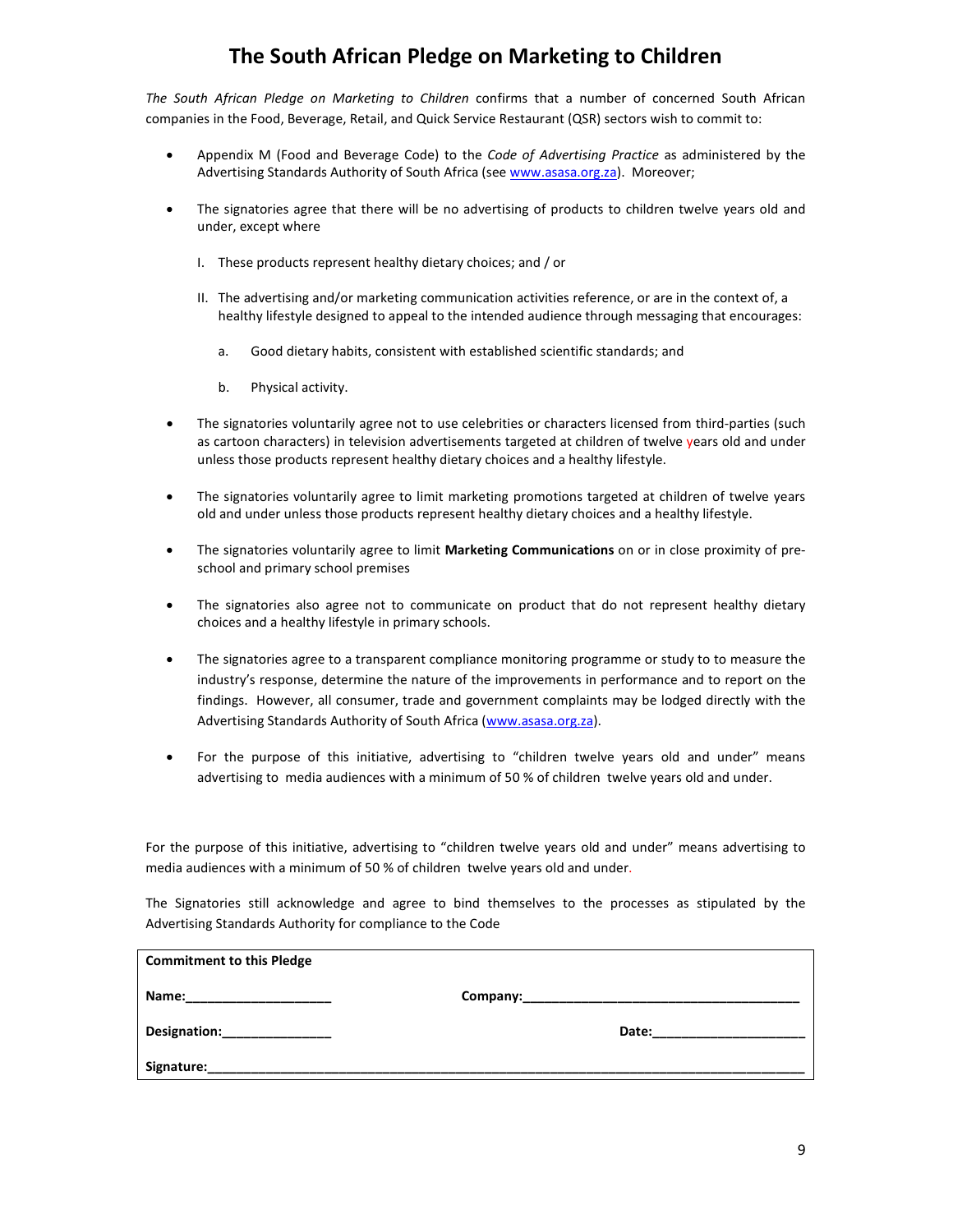# The South African Pledge on Marketing to Children

*The South African Pledge on Marketing to Children* confirms that a number of concerned South African companies in the Food, Beverage, Retail, and Quick Service Restaurant (QSR) sectors wish to commit to:

- Appendix M (Food and Beverage Code) to the *Code of Advertising Practice* as administered by the Advertising Standards Authority of South Africa (see www.asasa.org.za). Moreover;

- The signatories agree that there will be no advertising of products to children twelve years old and under, except where

  I. These products represent healthy dietary choices; and / or

  II. The advertising and/or marketing communication activities reference, or are in the context of, a healthy lifestyle designed to appeal to the intended audience through messaging that encourages:

     a. Good dietary habits, consistent with established scientific standards; and

     b. Physical activity.

- The signatories voluntarily agree not to use celebrities or characters licensed from third-parties (such as cartoon characters) in television advertisements targeted at children of twelve years old and under unless those products represent healthy dietary choices and a healthy lifestyle.

- The signatories voluntarily agree to limit marketing promotions targeted at children of twelve years old and under unless those products represent healthy dietary choices and a healthy lifestyle.

- The signatories voluntarily agree to limit **Marketing Communications** on or in close proximity of pre-school and primary school premises

- The signatories also agree not to communicate on product that do not represent healthy dietary choices and a healthy lifestyle in primary schools.

- The signatories agree to a transparent compliance monitoring programme or study to to measure the industry's response, determine the nature of the improvements in performance and to report on the findings. However, all consumer, trade and government complaints may be lodged directly with the Advertising Standards Authority of South Africa (www.asasa.org.za).

- For the purpose of this initiative, advertising to "children twelve years old and under" means advertising to media audiences with a minimum of 50 % of children twelve years old and under.

For the purpose of this initiative, advertising to "children twelve years old and under" means advertising to media audiences with a minimum of 50 % of children twelve years old and under.

The Signatories still acknowledge and agree to bind themselves to the processes as stipulated by the Advertising Standards Authority for compliance to the Code

**Commitment to this Pledge**

**Name:**____________________ **Company:**______________________________________

**Designation:**_______________ **Date:**_____________________

**Signature:**_____________________________________________________________________________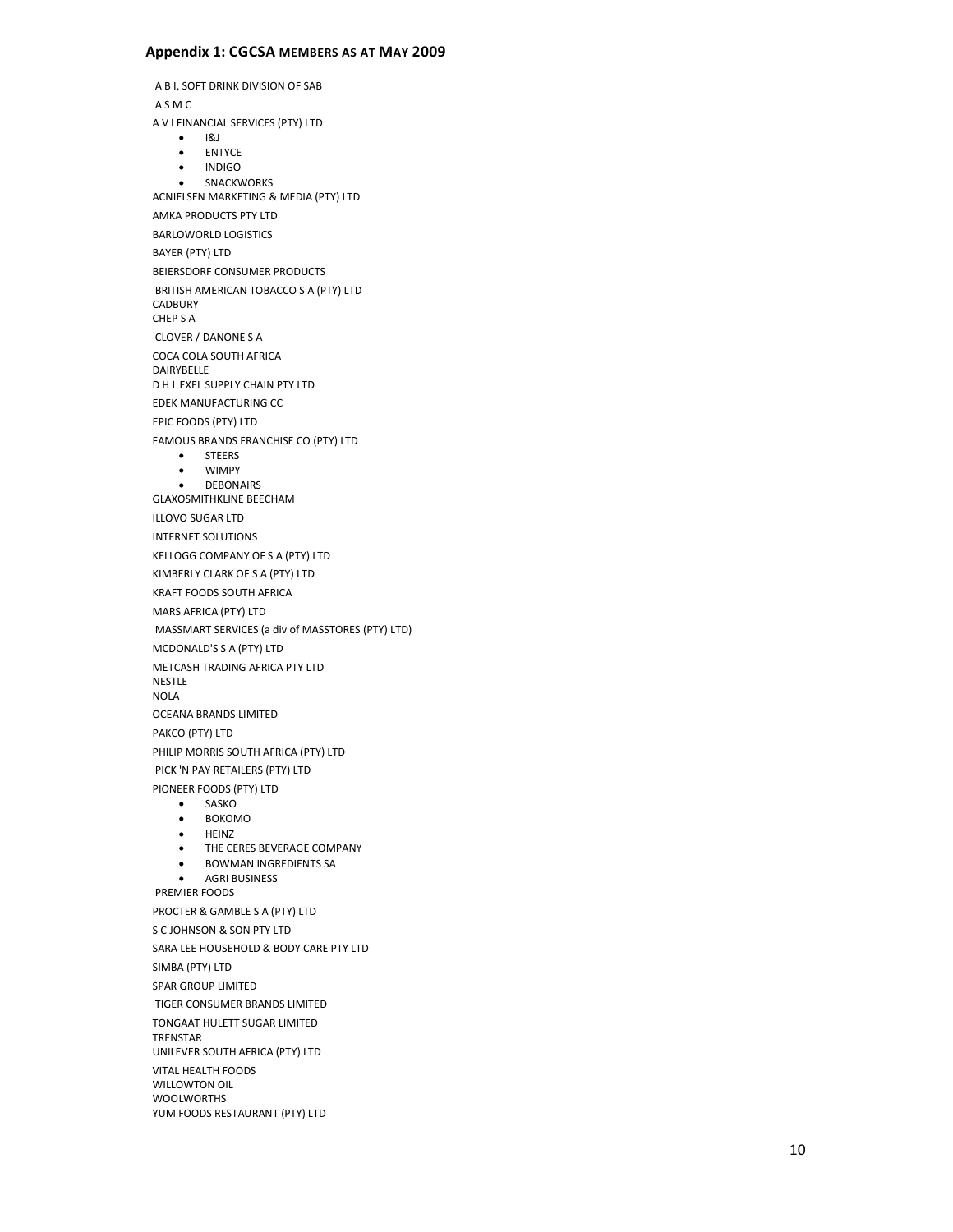## Appendix 1: CGCSA MEMBERS AS AT MAY 2009

A B I, SOFT DRINK DIVISION OF SAB

A S M C

A V I FINANCIAL SERVICES (PTY) LTD

- I&J
- ENTYCE
- INDIGO
- SNACKWORKS

ACNIELSEN MARKETING & MEDIA (PTY) LTD

AMKA PRODUCTS PTY LTD

BARLOWORLD LOGISTICS

BAYER (PTY) LTD

BEIERSDORF CONSUMER PRODUCTS

BRITISH AMERICAN TOBACCO S A (PTY) LTD

CADBURY

CHEP S A

CLOVER / DANONE S A

COCA COLA SOUTH AFRICA

DAIRYBELLE

D H L EXEL SUPPLY CHAIN PTY LTD

EDEK MANUFACTURING CC

EPIC FOODS (PTY) LTD

FAMOUS BRANDS FRANCHISE CO (PTY) LTD

- STEERS
- WIMPY
- DEBONAIRS

GLAXOSMITHKLINE BEECHAM

ILLOVO SUGAR LTD

INTERNET SOLUTIONS

KELLOGG COMPANY OF S A (PTY) LTD

KIMBERLY CLARK OF S A (PTY) LTD

KRAFT FOODS SOUTH AFRICA

MARS AFRICA (PTY) LTD

MASSMART SERVICES (a div of MASSTORES (PTY) LTD)

MCDONALD'S S A (PTY) LTD

METCASH TRADING AFRICA PTY LTD

NESTLE

NOLA

OCEANA BRANDS LIMITED

PAKCO (PTY) LTD

PHILIP MORRIS SOUTH AFRICA (PTY) LTD

PICK 'N PAY RETAILERS (PTY) LTD

PIONEER FOODS (PTY) LTD

- SASKO
- BOKOMO
- HEINZ
- THE CERES BEVERAGE COMPANY
- BOWMAN INGREDIENTS SA
- AGRI BUSINESS

PREMIER FOODS

PROCTER & GAMBLE S A (PTY) LTD

S C JOHNSON & SON PTY LTD

SARA LEE HOUSEHOLD & BODY CARE PTY LTD

SIMBA (PTY) LTD

SPAR GROUP LIMITED

TIGER CONSUMER BRANDS LIMITED

TONGAAT HULETT SUGAR LIMITED

TRENSTAR

UNILEVER SOUTH AFRICA (PTY) LTD

VITAL HEALTH FOODS

WILLOWTON OIL

WOOLWORTHS

YUM FOODS RESTAURANT (PTY) LTD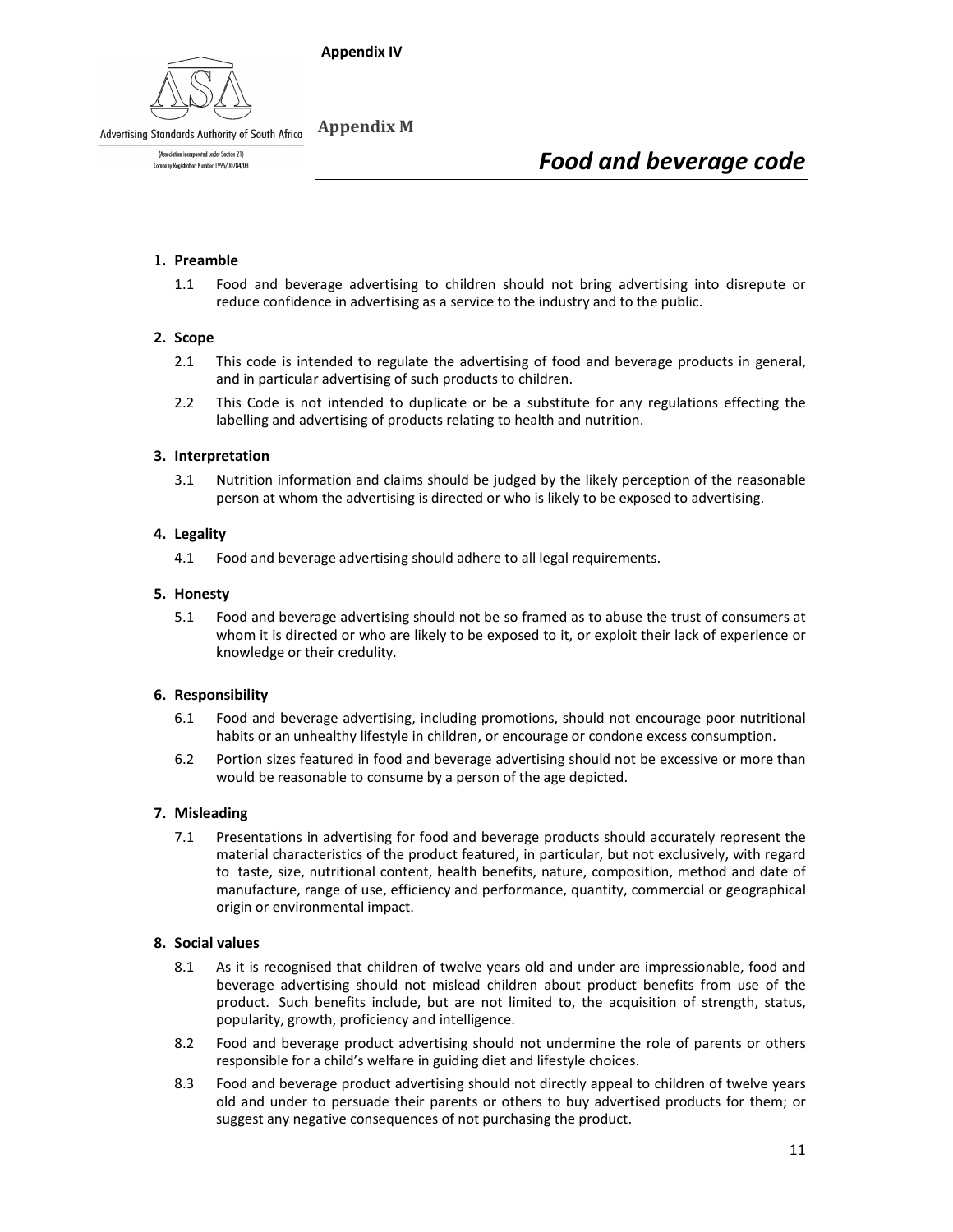**Appendix IV**

Advertising Standards Authority of South Africa

(Association incorporated under Section 21)
Company Registration Number 1995/00784/08

**Appendix M**

# *Food and beverage code*

## 1. Preamble

1.1 Food and beverage advertising to children should not bring advertising into disrepute or reduce confidence in advertising as a service to the industry and to the public.

## 2. Scope

2.1 This code is intended to regulate the advertising of food and beverage products in general, and in particular advertising of such products to children.

2.2 This Code is not intended to duplicate or be a substitute for any regulations effecting the labelling and advertising of products relating to health and nutrition.

## 3. Interpretation

3.1 Nutrition information and claims should be judged by the likely perception of the reasonable person at whom the advertising is directed or who is likely to be exposed to advertising.

## 4. Legality

4.1 Food and beverage advertising should adhere to all legal requirements.

## 5. Honesty

5.1 Food and beverage advertising should not be so framed as to abuse the trust of consumers at whom it is directed or who are likely to be exposed to it, or exploit their lack of experience or knowledge or their credulity.

## 6. Responsibility

6.1 Food and beverage advertising, including promotions, should not encourage poor nutritional habits or an unhealthy lifestyle in children, or encourage or condone excess consumption.

6.2 Portion sizes featured in food and beverage advertising should not be excessive or more than would be reasonable to consume by a person of the age depicted.

## 7. Misleading

7.1 Presentations in advertising for food and beverage products should accurately represent the material characteristics of the product featured, in particular, but not exclusively, with regard to taste, size, nutritional content, health benefits, nature, composition, method and date of manufacture, range of use, efficiency and performance, quantity, commercial or geographical origin or environmental impact.

## 8. Social values

8.1 As it is recognised that children of twelve years old and under are impressionable, food and beverage advertising should not mislead children about product benefits from use of the product. Such benefits include, but are not limited to, the acquisition of strength, status, popularity, growth, proficiency and intelligence.

8.2 Food and beverage product advertising should not undermine the role of parents or others responsible for a child's welfare in guiding diet and lifestyle choices.

8.3 Food and beverage product advertising should not directly appeal to children of twelve years old and under to persuade their parents or others to buy advertised products for them; or suggest any negative consequences of not purchasing the product.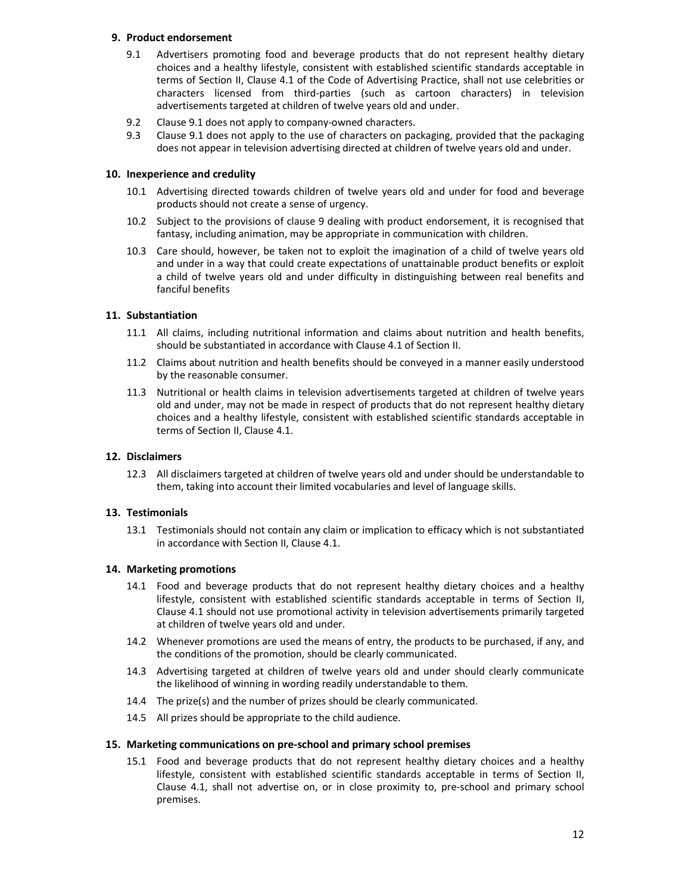### 9. Product endorsement

9.1 Advertisers promoting food and beverage products that do not represent healthy dietary choices and a healthy lifestyle, consistent with established scientific standards acceptable in terms of Section II, Clause 4.1 of the Code of Advertising Practice, shall not use celebrities or characters licensed from third-parties (such as cartoon characters) in television advertisements targeted at children of twelve years old and under.

9.2 Clause 9.1 does not apply to company-owned characters.

9.3 Clause 9.1 does not apply to the use of characters on packaging, provided that the packaging does not appear in television advertising directed at children of twelve years old and under.

### 10. Inexperience and credulity

10.1 Advertising directed towards children of twelve years old and under for food and beverage products should not create a sense of urgency.

10.2 Subject to the provisions of clause 9 dealing with product endorsement, it is recognised that fantasy, including animation, may be appropriate in communication with children.

10.3 Care should, however, be taken not to exploit the imagination of a child of twelve years old and under in a way that could create expectations of unattainable product benefits or exploit a child of twelve years old and under difficulty in distinguishing between real benefits and fanciful benefits

### 11. Substantiation

11.1 All claims, including nutritional information and claims about nutrition and health benefits, should be substantiated in accordance with Clause 4.1 of Section II.

11.2 Claims about nutrition and health benefits should be conveyed in a manner easily understood by the reasonable consumer.

11.3 Nutritional or health claims in television advertisements targeted at children of twelve years old and under, may not be made in respect of products that do not represent healthy dietary choices and a healthy lifestyle, consistent with established scientific standards acceptable in terms of Section II, Clause 4.1.

### 12. Disclaimers

12.3 All disclaimers targeted at children of twelve years old and under should be understandable to them, taking into account their limited vocabularies and level of language skills.

### 13. Testimonials

13.1 Testimonials should not contain any claim or implication to efficacy which is not substantiated in accordance with Section II, Clause 4.1.

### 14. Marketing promotions

14.1 Food and beverage products that do not represent healthy dietary choices and a healthy lifestyle, consistent with established scientific standards acceptable in terms of Section II, Clause 4.1 should not use promotional activity in television advertisements primarily targeted at children of twelve years old and under.

14.2 Whenever promotions are used the means of entry, the products to be purchased, if any, and the conditions of the promotion, should be clearly communicated.

14.3 Advertising targeted at children of twelve years old and under should clearly communicate the likelihood of winning in wording readily understandable to them.

14.4 The prize(s) and the number of prizes should be clearly communicated.

14.5 All prizes should be appropriate to the child audience.

### 15. Marketing communications on pre-school and primary school premises

15.1 Food and beverage products that do not represent healthy dietary choices and a healthy lifestyle, consistent with established scientific standards acceptable in terms of Section II, Clause 4.1, shall not advertise on, or in close proximity to, pre-school and primary school premises.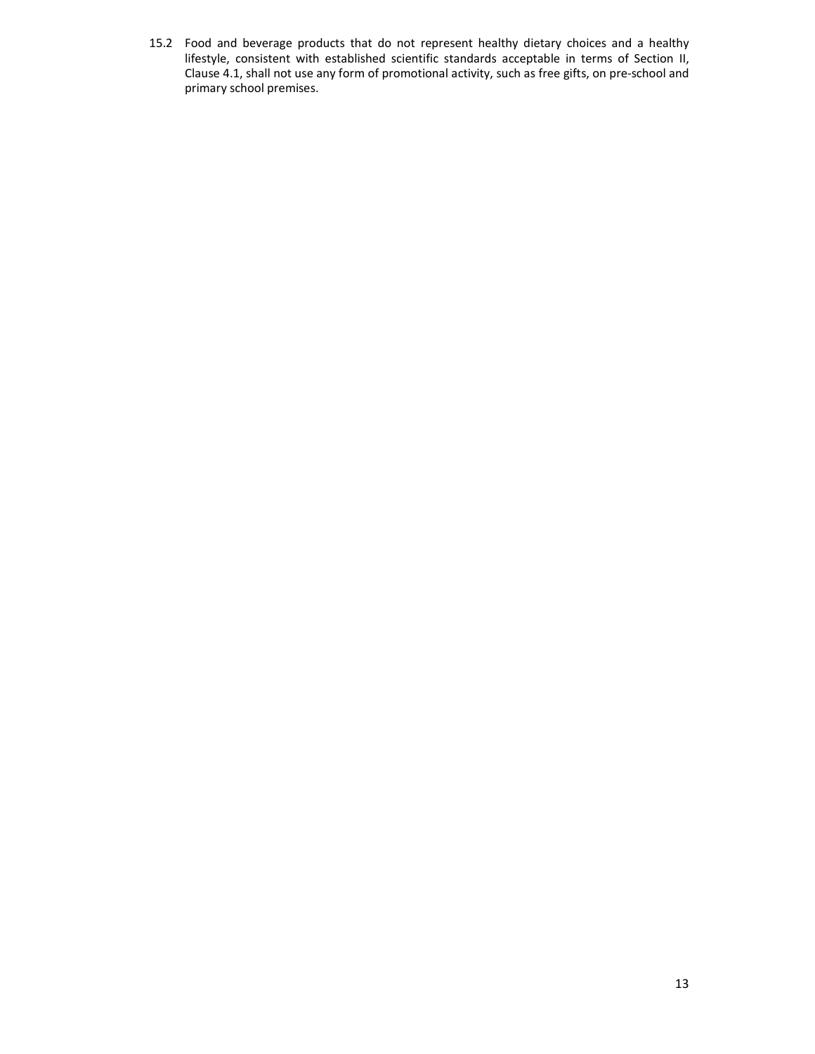15.2 Food and beverage products that do not represent healthy dietary choices and a healthy lifestyle, consistent with established scientific standards acceptable in terms of Section II, Clause 4.1, shall not use any form of promotional activity, such as free gifts, on pre-school and primary school premises.